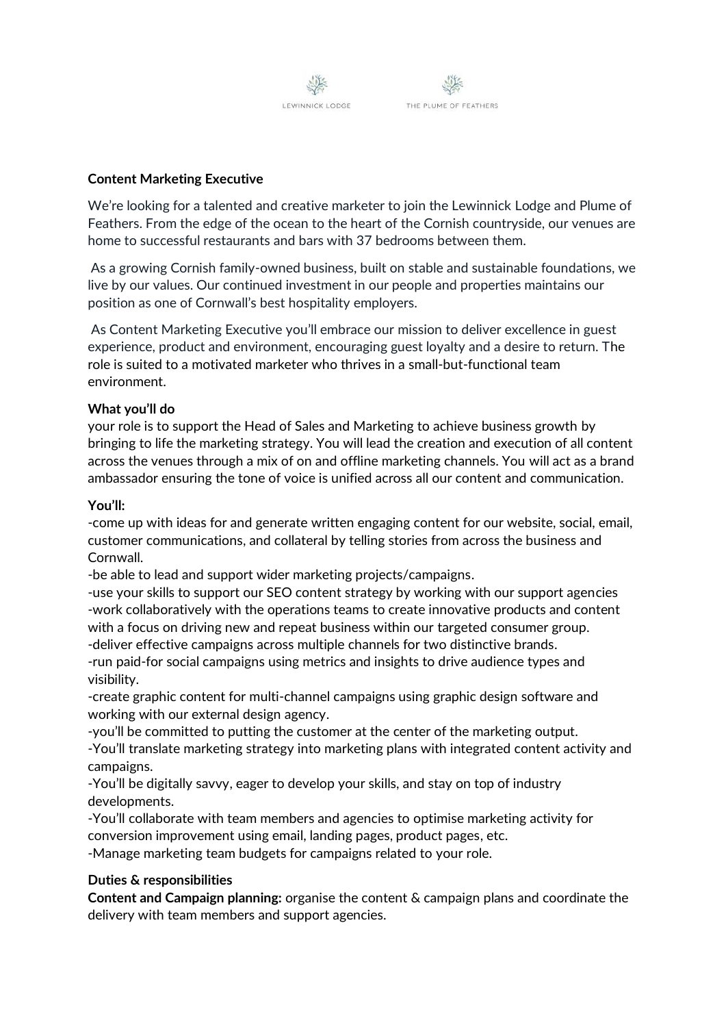LEWINNICK LODGE THE PLUME OF FEATHERS

**Content Marketing Executive**

We're looking for a talented and creative marketer to join the Lewinnick Lodge and Plume of Feathers. From the edge of the ocean to the heart of the Cornish countryside, our venues are home to successful restaurants and bars with 37 bedrooms between them.

As a growing Cornish family-owned business, built on stable and sustainable foundations, we live by our values. Our continued investment in our people and properties maintains our position as one of Cornwall's best hospitality employers.

As Content Marketing Executive you'll embrace our mission to deliver excellence in guest experience, product and environment, encouraging guest loyalty and a desire to return. The role is suited to a motivated marketer who thrives in a small-but-functional team environment.

**What you'll do**

your role is to support the Head of Sales and Marketing to achieve business growth by bringing to life the marketing strategy. You will lead the creation and execution of all content across the venues through a mix of on and offline marketing channels. You will act as a brand ambassador ensuring the tone of voice is unified across all our content and communication.

**You'll:**

-come up with ideas for and generate written engaging content for our website, social, email, customer communications, and collateral by telling stories from across the business and Cornwall.
-be able to lead and support wider marketing projects/campaigns.
-use your skills to support our SEO content strategy by working with our support agencies
-work collaboratively with the operations teams to create innovative products and content with a focus on driving new and repeat business within our targeted consumer group.
-deliver effective campaigns across multiple channels for two distinctive brands.
-run paid-for social campaigns using metrics and insights to drive audience types and visibility.
-create graphic content for multi-channel campaigns using graphic design software and working with our external design agency.
-you'll be committed to putting the customer at the center of the marketing output.
-You'll translate marketing strategy into marketing plans with integrated content activity and campaigns.
-You'll be digitally savvy, eager to develop your skills, and stay on top of industry developments.
-You'll collaborate with team members and agencies to optimise marketing activity for conversion improvement using email, landing pages, product pages, etc.
-Manage marketing team budgets for campaigns related to your role.

**Duties & responsibilities**

**Content and Campaign planning:** organise the content & campaign plans and coordinate the delivery with team members and support agencies.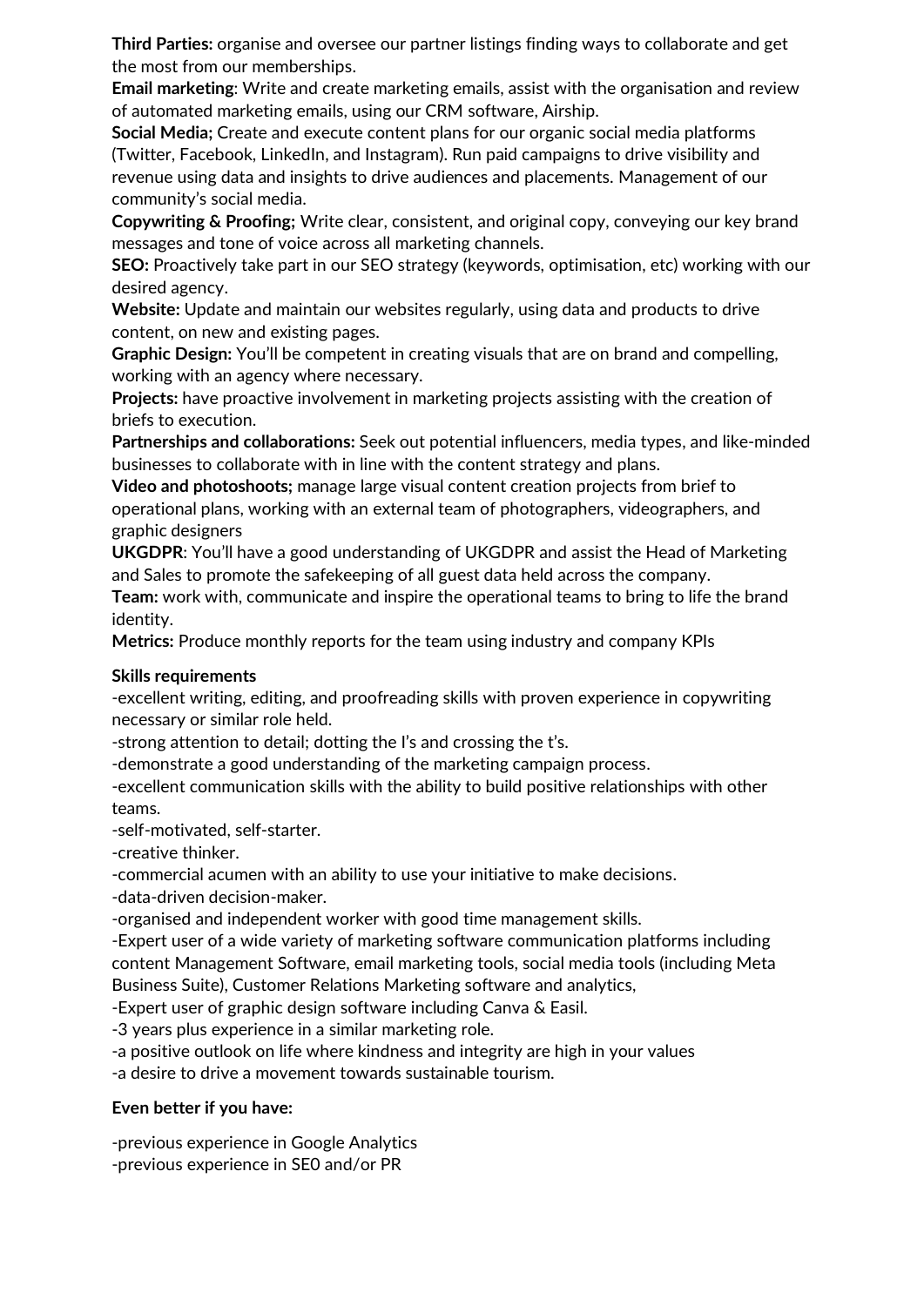**Third Parties:** organise and oversee our partner listings finding ways to collaborate and get the most from our memberships.

**Email marketing**: Write and create marketing emails, assist with the organisation and review of automated marketing emails, using our CRM software, Airship.

**Social Media;** Create and execute content plans for our organic social media platforms (Twitter, Facebook, LinkedIn, and Instagram). Run paid campaigns to drive visibility and revenue using data and insights to drive audiences and placements. Management of our community's social media.

**Copywriting & Proofing;** Write clear, consistent, and original copy, conveying our key brand messages and tone of voice across all marketing channels.

**SEO:** Proactively take part in our SEO strategy (keywords, optimisation, etc) working with our desired agency.

**Website:** Update and maintain our websites regularly, using data and products to drive content, on new and existing pages.

**Graphic Design:** You'll be competent in creating visuals that are on brand and compelling, working with an agency where necessary.

**Projects:** have proactive involvement in marketing projects assisting with the creation of briefs to execution.

**Partnerships and collaborations:** Seek out potential influencers, media types, and like-minded businesses to collaborate with in line with the content strategy and plans.

**Video and photoshoots;** manage large visual content creation projects from brief to operational plans, working with an external team of photographers, videographers, and graphic designers

**UKGDPR**: You'll have a good understanding of UKGDPR and assist the Head of Marketing and Sales to promote the safekeeping of all guest data held across the company.

**Team:** work with, communicate and inspire the operational teams to bring to life the brand identity.

**Metrics:** Produce monthly reports for the team using industry and company KPIs

**Skills requirements**

-excellent writing, editing, and proofreading skills with proven experience in copywriting necessary or similar role held.
-strong attention to detail; dotting the I's and crossing the t's.
-demonstrate a good understanding of the marketing campaign process.
-excellent communication skills with the ability to build positive relationships with other teams.
-self-motivated, self-starter.
-creative thinker.
-commercial acumen with an ability to use your initiative to make decisions.
-data-driven decision-maker.
-organised and independent worker with good time management skills.
-Expert user of a wide variety of marketing software communication platforms including content Management Software, email marketing tools, social media tools (including Meta Business Suite), Customer Relations Marketing software and analytics,
-Expert user of graphic design software including Canva & Easil.
-3 years plus experience in a similar marketing role.
-a positive outlook on life where kindness and integrity are high in your values
-a desire to drive a movement towards sustainable tourism.

**Even better if you have:**

-previous experience in Google Analytics
-previous experience in SE0 and/or PR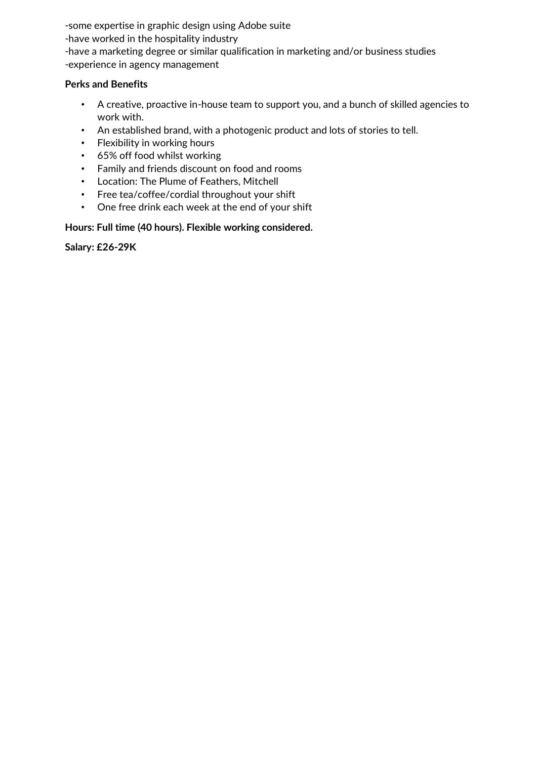-some expertise in graphic design using Adobe suite
-have worked in the hospitality industry
-have a marketing degree or similar qualification in marketing and/or business studies
-experience in agency management

**Perks and Benefits**

- A creative, proactive in-house team to support you, and a bunch of skilled agencies to work with.
- An established brand, with a photogenic product and lots of stories to tell.
- Flexibility in working hours
- 65% off food whilst working
- Family and friends discount on food and rooms
- Location: The Plume of Feathers, Mitchell
- Free tea/coffee/cordial throughout your shift
- One free drink each week at the end of your shift

**Hours: Full time (40 hours). Flexible working considered.**

**Salary: £26-29K**